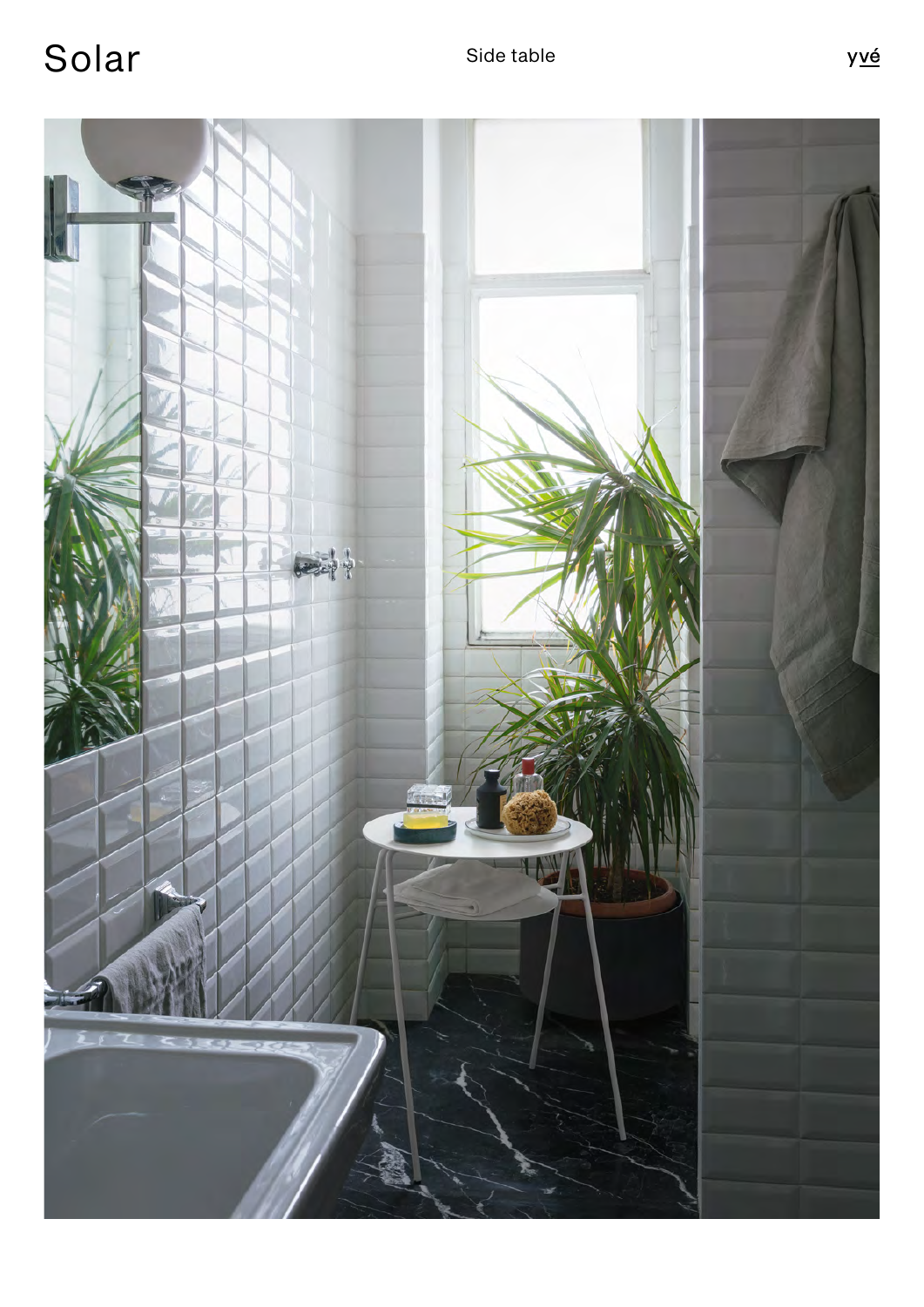# Solar

Side table

yvé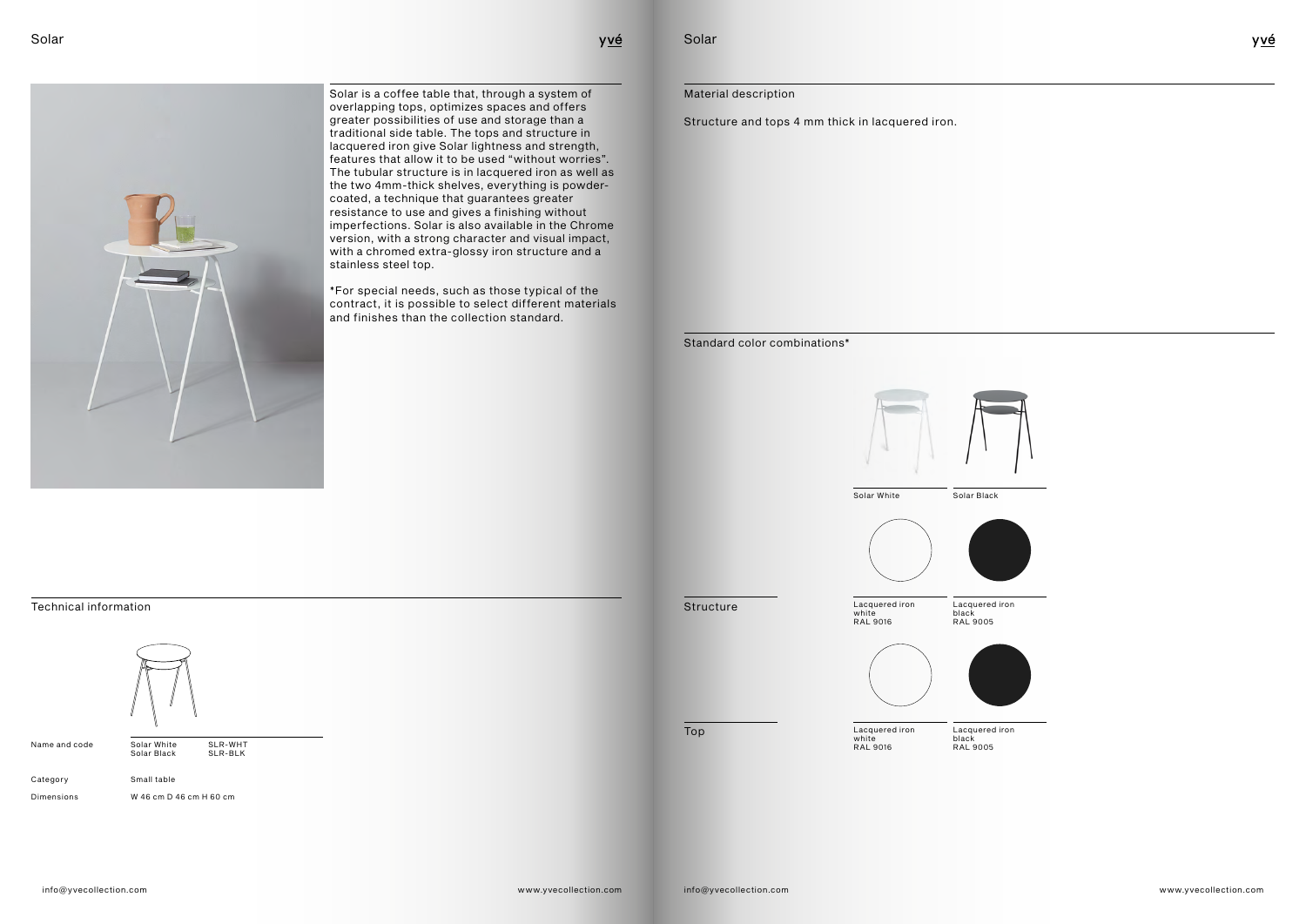# Solar

Solar is a coffee table that, through a system of overlapping tops, optimizes spaces and offers greater possibilities of use and storage than a traditional side table. The tops and structure in lacquered iron give Solar lightness and strength, features that allow it to be used "without worries". The tubular structure is in lacquered iron as well as the two 4mm-thick shelves, everything is powder-coated, a technique that guarantees greater resistance to use and gives a finishing without imperfections. Solar is also available in the Chrome version, with a strong character and visual impact, with a chromed extra-glossy iron structure and a stainless steel top.

*For special needs, such as those typical of the contract, it is possible to select different materials and finishes than the collection standard.

## Technical information

| | | |
|---|---|---|
| Name and code | Solar White<br>Solar Black | SLR-WHT<br>SLR-BLK |
| Category | Small table | |
| Dimensions | W 46 cm D 46 cm H 60 cm | |

## Material description

Structure and tops 4 mm thick in lacquered iron.

## Standard color combinations*

| | Solar White | Solar Black |
|---|---|---|
| Structure | Lacquered iron white RAL 9016 | Lacquered iron black RAL 9005 |
| Top | Lacquered iron white RAL 9016 | Lacquered iron black RAL 9005 |

info@yvecollection.com

www.yvecollection.com